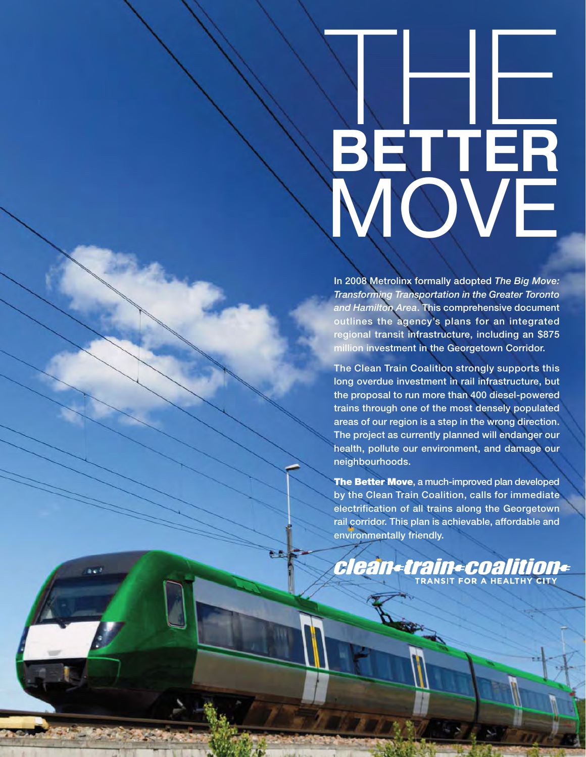# THE **BETTER** MOVE

In 2008 Metrolinx formally adopted *The Big Move: Transforming Transportation in the Greater Toronto and Hamilton Area*. This comprehensive document outlines the agency's plans for an integrated regional transit infrastructure, including an $875 million investment in the Georgetown Corridor.

The Clean Train Coalition strongly supports this long overdue investment in rail infrastructure, but the proposal to run more than 400 diesel-powered trains through one of the most densely populated areas of our region is a step in the wrong direction. The project as currently planned will endanger our health, pollute our environment, and damage our neighbourhoods.

**The Better Move**, a much-improved plan developed by the Clean Train Coalition, calls for immediate electrification of all trains along the Georgetown rail corridor. This plan is achievable, affordable and environmentally friendly.

clean train coalition
TRANSIT FOR A HEALTHY CITY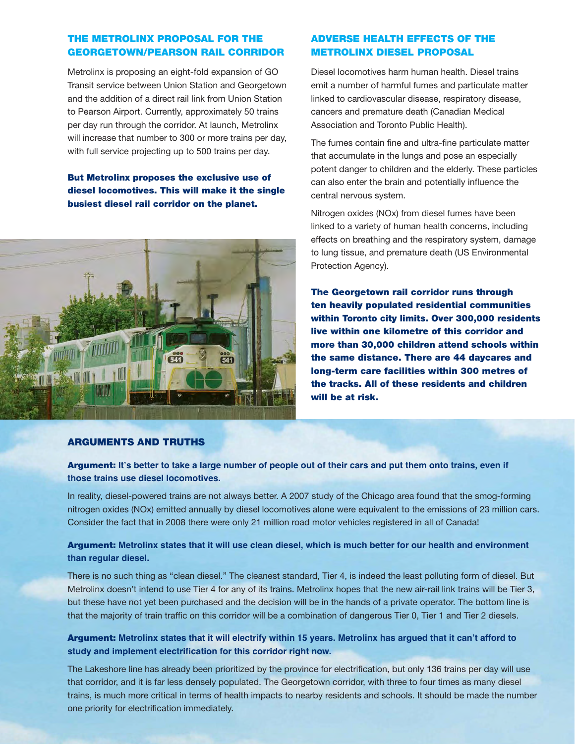## THE METROLINX PROPOSAL FOR THE GEORGETOWN/PEARSON RAIL CORRIDOR

Metrolinx is proposing an eight-fold expansion of GO Transit service between Union Station and Georgetown and the addition of a direct rail link from Union Station to Pearson Airport. Currently, approximately 50 trains per day run through the corridor. At launch, Metrolinx will increase that number to 300 or more trains per day, with full service projecting up to 500 trains per day.

**But Metrolinx proposes the exclusive use of diesel locomotives. This will make it the single busiest diesel rail corridor on the planet.**

## ADVERSE HEALTH EFFECTS OF THE METROLINX DIESEL PROPOSAL

Diesel locomotives harm human health. Diesel trains emit a number of harmful fumes and particulate matter linked to cardiovascular disease, respiratory disease, cancers and premature death (Canadian Medical Association and Toronto Public Health).

The fumes contain fine and ultra-fine particulate matter that accumulate in the lungs and pose an especially potent danger to children and the elderly. These particles can also enter the brain and potentially influence the central nervous system.

Nitrogen oxides (NOx) from diesel fumes have been linked to a variety of human health concerns, including effects on breathing and the respiratory system, damage to lung tissue, and premature death (US Environmental Protection Agency).

**The Georgetown rail corridor runs through ten heavily populated residential communities within Toronto city limits. Over 300,000 residents live within one kilometre of this corridor and more than 30,000 children attend schools within the same distance. There are 44 daycares and long-term care facilities within 300 metres of the tracks. All of these residents and children will be at risk.**

## ARGUMENTS AND TRUTHS

**Argument: It's better to take a large number of people out of their cars and put them onto trains, even if those trains use diesel locomotives.**

In reality, diesel-powered trains are not always better. A 2007 study of the Chicago area found that the smog-forming nitrogen oxides (NOx) emitted annually by diesel locomotives alone were equivalent to the emissions of 23 million cars. Consider the fact that in 2008 there were only 21 million road motor vehicles registered in all of Canada!

**Argument: Metrolinx states that it will use clean diesel, which is much better for our health and environment than regular diesel.**

There is no such thing as "clean diesel." The cleanest standard, Tier 4, is indeed the least polluting form of diesel. But Metrolinx doesn't intend to use Tier 4 for any of its trains. Metrolinx hopes that the new air-rail link trains will be Tier 3, but these have not yet been purchased and the decision will be in the hands of a private operator. The bottom line is that the majority of train traffic on this corridor will be a combination of dangerous Tier 0, Tier 1 and Tier 2 diesels.

**Argument: Metrolinx states that it will electrify within 15 years. Metrolinx has argued that it can't afford to study and implement electrification for this corridor right now.**

The Lakeshore line has already been prioritized by the province for electrification, but only 136 trains per day will use that corridor, and it is far less densely populated. The Georgetown corridor, with three to four times as many diesel trains, is much more critical in terms of health impacts to nearby residents and schools. It should be made the number one priority for electrification immediately.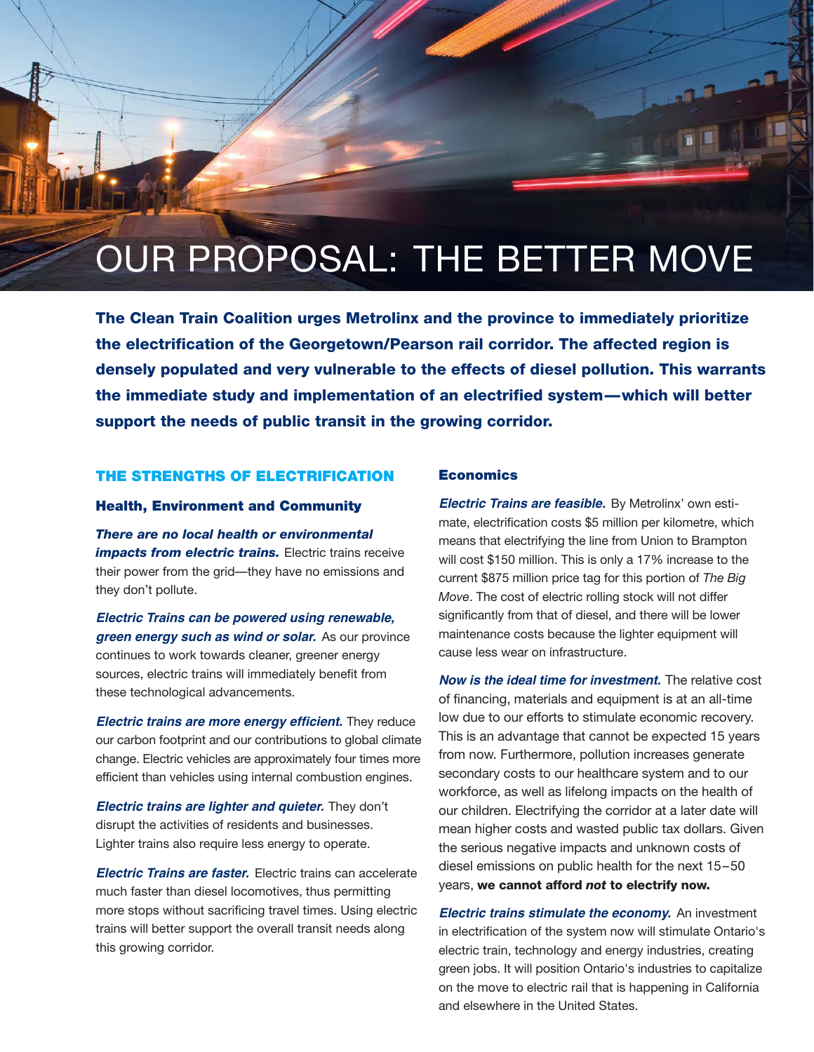# OUR PROPOSAL: THE BETTER MOVE

**The Clean Train Coalition urges Metrolinx and the province to immediately prioritize the electrification of the Georgetown/Pearson rail corridor. The affected region is densely populated and very vulnerable to the effects of diesel pollution. This warrants the immediate study and implementation of an electrified system—which will better support the needs of public transit in the growing corridor.**

## THE STRENGTHS OF ELECTRIFICATION

### Health, Environment and Community

***There are no local health or environmental impacts from electric trains.*** Electric trains receive their power from the grid—they have no emissions and they don't pollute.

***Electric Trains can be powered using renewable, green energy such as wind or solar.*** As our province continues to work towards cleaner, greener energy sources, electric trains will immediately benefit from these technological advancements.

***Electric trains are more energy efficient.*** They reduce our carbon footprint and our contributions to global climate change. Electric vehicles are approximately four times more efficient than vehicles using internal combustion engines.

***Electric trains are lighter and quieter.*** They don't disrupt the activities of residents and businesses. Lighter trains also require less energy to operate.

***Electric Trains are faster.*** Electric trains can accelerate much faster than diesel locomotives, thus permitting more stops without sacrificing travel times. Using electric trains will better support the overall transit needs along this growing corridor.

### Economics

***Electric Trains are feasible.*** By Metrolinx' own estimate, electrification costs $5 million per kilometre, which means that electrifying the line from Union to Brampton will cost $150 million. This is only a 17% increase to the current $875 million price tag for this portion of *The Big Move*. The cost of electric rolling stock will not differ significantly from that of diesel, and there will be lower maintenance costs because the lighter equipment will cause less wear on infrastructure.

***Now is the ideal time for investment.*** The relative cost of financing, materials and equipment is at an all-time low due to our efforts to stimulate economic recovery. This is an advantage that cannot be expected 15 years from now. Furthermore, pollution increases generate secondary costs to our healthcare system and to our workforce, as well as lifelong impacts on the health of our children. Electrifying the corridor at a later date will mean higher costs and wasted public tax dollars. Given the serious negative impacts and unknown costs of diesel emissions on public health for the next 15–50 years, **we cannot afford *not* to electrify now.**

***Electric trains stimulate the economy.*** An investment in electrification of the system now will stimulate Ontario's electric train, technology and energy industries, creating green jobs. It will position Ontario's industries to capitalize on the move to electric rail that is happening in California and elsewhere in the United States.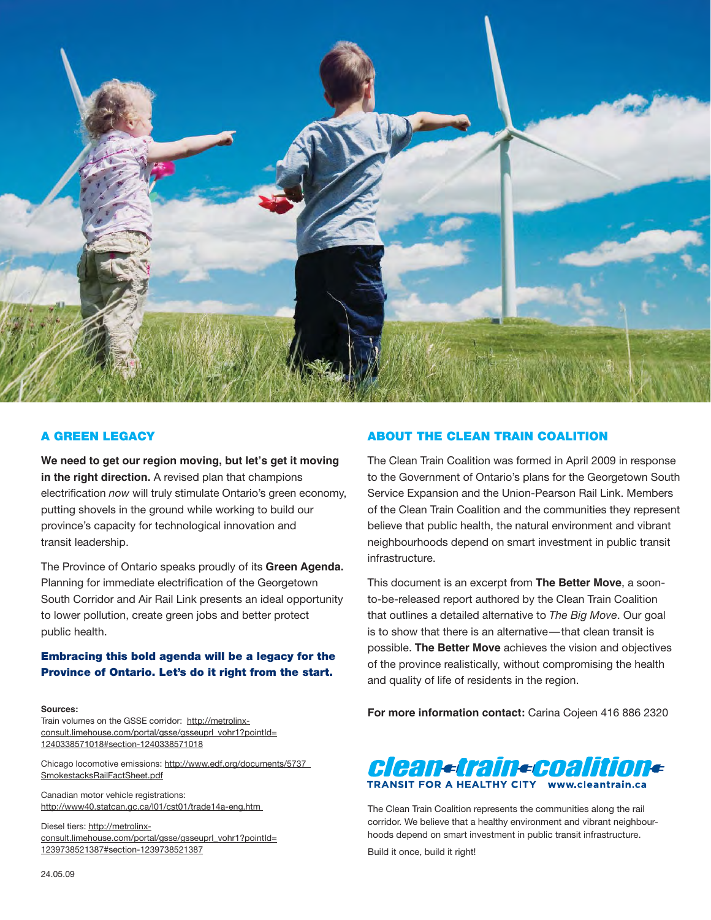## A GREEN LEGACY

**We need to get our region moving, but let's get it moving in the right direction.** A revised plan that champions electrification *now* will truly stimulate Ontario's green economy, putting shovels in the ground while working to build our province's capacity for technological innovation and transit leadership.

The Province of Ontario speaks proudly of its **Green Agenda.** Planning for immediate electrification of the Georgetown South Corridor and Air Rail Link presents an ideal opportunity to lower pollution, create green jobs and better protect public health.

**Embracing this bold agenda will be a legacy for the Province of Ontario. Let's do it right from the start.**

**Sources:**

Train volumes on the GSSE corridor: http://metrolinx-consult.limehouse.com/portal/gsse/gsseuprl_vohr1?pointId=1240338571018#section-1240338571018

Chicago locomotive emissions: http://www.edf.org/documents/5737_SmokestacksRailFactSheet.pdf

Canadian motor vehicle registrations: http://www40.statcan.gc.ca/l01/cst01/trade14a-eng.htm

Diesel tiers: http://metrolinx-consult.limehouse.com/portal/gsse/gsseuprl_vohr1?pointId=1239738521387#section-1239738521387

24.05.09

## ABOUT THE CLEAN TRAIN COALITION

The Clean Train Coalition was formed in April 2009 in response to the Government of Ontario's plans for the Georgetown South Service Expansion and the Union-Pearson Rail Link. Members of the Clean Train Coalition and the communities they represent believe that public health, the natural environment and vibrant neighbourhoods depend on smart investment in public transit infrastructure.

This document is an excerpt from **The Better Move**, a soon-to-be-released report authored by the Clean Train Coalition that outlines a detailed alternative to *The Big Move*. Our goal is to show that there is an alternative—that clean transit is possible. **The Better Move** achieves the vision and objectives of the province realistically, without compromising the health and quality of life of residents in the region.

**For more information contact:** Carina Cojeen 416 886 2320

clean train coalition
TRANSIT FOR A HEALTHY CITY www.cleantrain.ca

The Clean Train Coalition represents the communities along the rail corridor. We believe that a healthy environment and vibrant neighbourhoods depend on smart investment in public transit infrastructure.

Build it once, build it right!